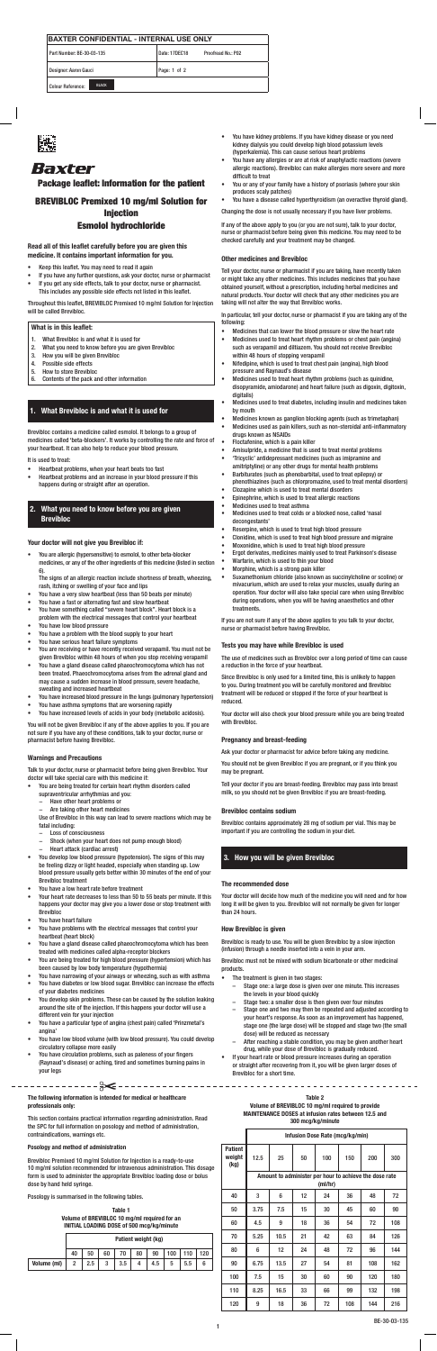| BAXTER CONFIDENTIAL - INTERNAL USE ONLY | |
|---|---|
| Part Number: BE-30-03-135 | Date: 17DEC18 Proofread No.: P02 |
| Designer: Aaron Gauci | Page: 1 of 2 |
| Colour Reference: BLACK | |

**Baxter**

# Package leaflet: Information for the patient

# BREVIBLOC Premixed 10 mg/ml Solution for Injection

## Esmolol hydrochloride

**Read all of this leaflet carefully before you are given this medicine. It contains important information for you.**

- Keep this leaflet. You may need to read it again
- If you have any further questions, ask your doctor, nurse or pharmacist
- If you get any side effects, talk to your doctor, nurse or pharmacist. This includes any possible side effects not listed in this leaflet.

Throughout this leaflet, BREVIBLOC Premixed 10 mg/ml Solution for Injection will be called Brevibloc.

**What is in this leaflet:**

1. What Brevibloc is and what it is used for
2. What you need to know before you are given Brevibloc
3. How you will be given Brevibloc
4. Possible side effects
5. How to store Brevibloc
6. Contents of the pack and other information

## 1. What Brevibloc is and what it is used for

Brevibloc contains a medicine called esmolol. It belongs to a group of medicines called 'beta-blockers'. It works by controlling the rate and force of your heartbeat. It can also help to reduce your blood pressure.

It is used to treat:

- Heartbeat problems, when your heart beats too fast
- Heartbeat problems and an increase in your blood pressure if this happens during or straight after an operation.

## 2. What you need to know before you are given Brevibloc

### Your doctor will not give you Brevibloc if:

- You are allergic (hypersensitive) to esmolol, to other beta-blocker medicines, or any of the other ingredients of this medicine (listed in section 6).
  The signs of an allergic reaction include shortness of breath, wheezing, rash, itching or swelling of your face and lips
- You have a very slow heartbeat (less than 50 beats per minute)
- You have a fast or alternating fast and slow heartbeat
- You have something called "severe heart block". Heart block is a problem with the electrical messages that control your heartbeat
- You have low blood pressure
- You have a problem with the blood supply to your heart
- You have serious heart failure symptoms
- You are receiving or have recently received verapamil. You must not be given Brevibloc within 48 hours of when you stop receiving verapamil
- You have a gland disease called phaeochromocytoma which has not been treated. Phaeochromocytoma arises from the adrenal gland and may cause a sudden increase in blood pressure, severe headache, sweating and increased heartbeat
- You have increased blood pressure in the lungs (pulmonary hypertension)
- You have asthma symptoms that are worsening rapidly
- You have increased levels of acid in your body (metabolic acidosis).

You will not be given Brevibloc if any of the above applies to you. If you are not sure if you have any of these conditions, talk to your doctor, nurse or pharmacist before having Brevibloc.

### Warnings and Precautions

Talk to your doctor, nurse or pharmacist before being given Brevibloc. Your doctor will take special care with this medicine if:

- You are being treated for certain heart rhythm disorders called supraventricular arrhythmias and you:
  - Have other heart problems or
  - Are taking other heart medicines

  Use of Brevibloc in this way can lead to severe reactions which may be fatal including:
  - Loss of consciousness
  - Shock (when your heart does not pump enough blood)
  - Heart attack (cardiac arrest)
- You develop low blood pressure (hypotension). The signs of this may be feeling dizzy or light headed, especially when standing up. Low blood pressure usually gets better within 30 minutes of the end of your Brevibloc treatment
- You have a low heart rate before treatment
- Your heart rate decreases to less than 50 to 55 beats per minute. If this happens your doctor may give you a lower dose or stop treatment with Brevibloc
- You have heart failure
- You have problems with the electrical messages that control your heartbeat (heart block)
- You have a gland disease called phaeochromocytoma which has been treated with medicines called alpha-receptor blockers
- You are being treated for high blood pressure (hypertension) which has been caused by low body temperature (hypothermia)
- You have narrowing of your airways or wheezing, such as with asthma
- You have diabetes or low blood sugar. Brevibloc can increase the effects of your diabetes medicines
- You develop skin problems. These can be caused by the solution leaking around the site of the injection. If this happens your doctor will use a different vein for your injection
- You have a particular type of angina (chest pain) called 'Prinzmetal's angina'
- You have low blood volume (with low blood pressure). You could develop circulatory collapse more easily
- You have circulation problems, such as paleness of your fingers (Raynaud's disease) or aching, tired and sometimes burning pains in your legs
- You have kidney problems. If you have kidney disease or you need kidney dialysis you could develop high blood potassium levels (hyperkalemia). This can cause serious heart problems
- You have any allergies or are at risk of anaphylactic reactions (severe allergic reactions). Brevibloc can make allergies more severe and more difficult to treat
- You or any of your family have a history of psoriasis (where your skin produces scaly patches)
- You have a disease called hyperthyroidism (an overactive thyroid gland).

Changing the dose is not usually necessary if you have liver problems.

If any of the above apply to you (or you are not sure), talk to your doctor, nurse or pharmacist before being given this medicine. You may need to be checked carefully and your treatment may be changed.

### Other medicines and Brevibloc

Tell your doctor, nurse or pharmacist if you are taking, have recently taken or might take any other medicines. This includes medicines that you have obtained yourself, without a prescription, including herbal medicines and natural products. Your doctor will check that any other medicines you are taking will not alter the way that Brevibloc works.

In particular, tell your doctor, nurse or pharmacist if you are taking any of the following:

- Medicines that can lower the blood pressure or slow the heart rate
- Medicines used to treat heart rhythm problems or chest pain (angina) such as verapamil and diltiazem. You should not receive Brevibloc within 48 hours of stopping verapamil
- Nifedipine, which is used to treat chest pain (angina), high blood pressure and Raynaud's disease
- Medicines used to treat heart rhythm problems (such as quinidine, disopyramide, amiodarone) and heart failure (such as digoxin, digitoxin, digitalis)
- Medicines used to treat diabetes, including insulin and medicines taken by mouth
- Medicines known as ganglion blocking agents (such as trimetaphan)
- Medicines used as pain killers, such as non-steroidal anti-inflammatory drugs known as NSAIDs
- Floctafenine, which is a pain killer
- Amisulpride, a medicine that is used to treat mental problems
- 'Tricyclic' antidepressant medicines (such as imipramine and amitriptyline) or any other drugs for mental health problems
- Barbiturates (such as phenobarbital, used to treat epilepsy) or phenothiazines (such as chlorpromazine, used to treat mental disorders)
- Clozapine which is used to treat mental disorders
- Epinephrine, which is used to treat allergic reactions
- Medicines used to treat asthma
- Medicines used to treat colds or a blocked nose, called 'nasal decongestants'
- Reserpine, which is used to treat high blood pressure
- Clonidine, which is used to treat high blood pressure and migraine
- Moxonidine, which is used to treat high blood pressure
- Ergot derivates, medicines mainly used to treat Parkinson's disease
- Warfarin, which is used to thin your blood
- Morphine, which is a strong pain killer
- Suxamethonium chloride (also known as succinylcholine or scoline) or mivacurium, which are used to relax your muscles, usually during an operation. Your doctor will also take special care when using Brevibloc during operations, when you will be having anaesthetics and other treatments.

If you are not sure if any of the above applies to you talk to your doctor, nurse or pharmacist before having Brevibloc.

### Tests you may have while Brevibloc is used

The use of medicines such as Brevibloc over a long period of time can cause a reduction in the force of your heartbeat.

Since Brevibloc is only used for a limited time, this is unlikely to happen to you. During treatment you will be carefully monitored and Brevibloc treatment will be reduced or stopped if the force of your heartbeat is reduced.

Your doctor will also check your blood pressure while you are being treated with Brevibloc.

### Pregnancy and breast-feeding

Ask your doctor or pharmacist for advice before taking any medicine.

You should not be given Brevibloc if you are pregnant, or if you think you may be pregnant.

Tell your doctor if you are breast-feeding. Brevibloc may pass into breast milk, so you should not be given Brevibloc if you are breast-feeding.

### Brevibloc contains sodium

Brevibloc contains approximately 28 mg of sodium per vial. This may be important if you are controlling the sodium in your diet.

## 3. How you will be given Brevibloc

### The recommended dose

Your doctor will decide how much of the medicine you will need and for how long it will be given to you. Brevibloc will not normally be given for longer than 24 hours.

### How Brevibloc is given

Brevibloc is ready to use. You will be given Brevibloc by a slow injection (infusion) through a needle inserted into a vein in your arm.

Brevibloc must not be mixed with sodium bicarbonate or other medicinal products.

- The treatment is given in two stages:
  - Stage one: a large dose is given over one minute. This increases the levels in your blood quickly
  - Stage two: a smaller dose is then given over four minutes
  - Stage one and two may then be repeated and adjusted according to your heart's response. As soon as an improvement has happened, stage one (the large dose) will be stopped and stage two (the small dose) will be reduced as necessary
  - After reaching a stable condition, you may be given another heart drug, while your dose of Brevibloc is gradually reduced.
- If your heart rate or blood pressure increases during an operation or straight after recovering from it, you will be given larger doses of Brevibloc for a short time.

---

**The following information is intended for medical or healthcare professionals only:**

This section contains practical information regarding administration. Read the SPC for full information on posology and method of administration, contraindications, warnings etc.

### Posology and method of administration

Brevibloc Premixed 10 mg/ml Solution for Injection is a ready-to-use 10 mg/ml solution recommended for intravenous administration. This dosage form is used to administer the appropriate Brevibloc loading dose or bolus dose by hand held syringe.

Posology is summarised in the following tables.

**Table 1**
**Volume of BREVIBLOC 10 mg/ml required for an INITIAL LOADING DOSE of 500 mcg/kg/minute**

| | Patient weight (kg) | | | | | | | | |
|---|---|---|---|---|---|---|---|---|---|
| | 40 | 50 | 60 | 70 | 80 | 90 | 100 | 110 | 120 |
| Volume (ml) | 2 | 2.5 | 3 | 3.5 | 4 | 4.5 | 5 | 5.5 | 6 |

**Table 2**
**Volume of BREVIBLOC 10 mg/ml required to provide MAINTENANCE DOSES at infusion rates between 12.5 and 300 mcg/kg/minute**

| Patient weight (kg) | Infusion Dose Rate (mcg/kg/min) | | | | | | |
|---|---|---|---|---|---|---|---|
| | 12.5 | 25 | 50 | 100 | 150 | 200 | 300 |
| | Amount to administer per hour to achieve the dose rate (ml/hr) | | | | | | |
| 40 | 3 | 6 | 12 | 24 | 36 | 48 | 72 |
| 50 | 3.75 | 7.5 | 15 | 30 | 45 | 60 | 90 |
| 60 | 4.5 | 9 | 18 | 36 | 54 | 72 | 108 |
| 70 | 5.25 | 10.5 | 21 | 42 | 63 | 84 | 126 |
| 80 | 6 | 12 | 24 | 48 | 72 | 96 | 144 |
| 90 | 6.75 | 13.5 | 27 | 54 | 81 | 108 | 162 |
| 100 | 7.5 | 15 | 30 | 60 | 90 | 120 | 180 |
| 110 | 8.25 | 16.5 | 33 | 66 | 99 | 132 | 198 |
| 120 | 9 | 18 | 36 | 72 | 108 | 144 | 216 |

BE-30-03-135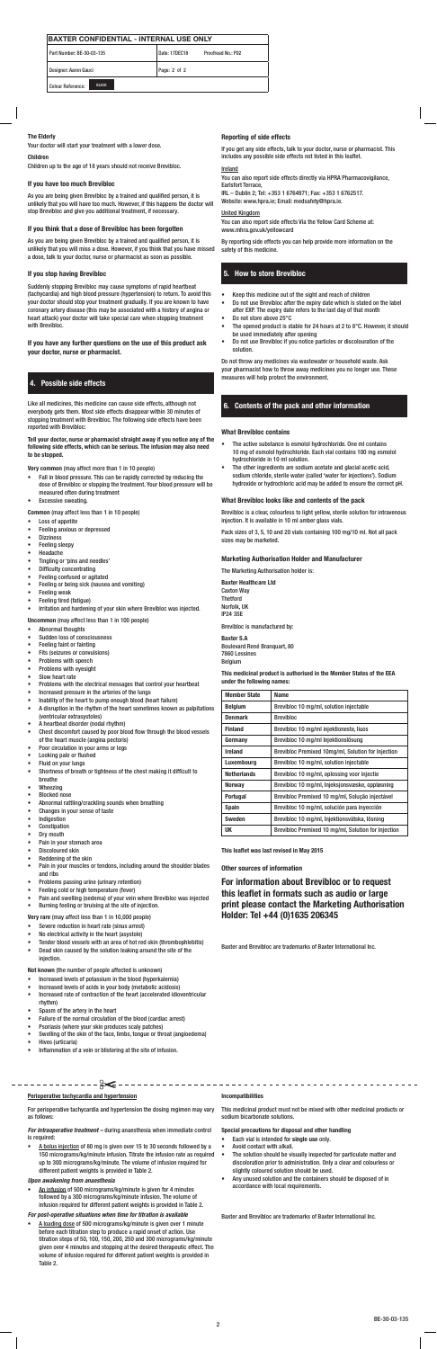| BAXTER CONFIDENTIAL - INTERNAL USE ONLY | | |
|---|---|---|
| Part Number: BE-30-03-135 | Date: 17DEC18 | Proofread No.: P02 |
| Designer: Aaron Gauci | Page: 2 of 2 | |
| Colour Reference: BLACK | | |

**The Elderly**

Your doctor will start your treatment with a lower dose.

**Children**

Children up to the age of 18 years should not receive Brevibloc.

### If you have too much Brevibloc

As you are being given Brevibloc by a trained and qualified person, it is unlikely that you will have too much. However, if this happens the doctor will stop Brevibloc and give you additional treatment, if necessary.

### If you think that a dose of Brevibloc has been forgotten

As you are being given Brevibloc by a trained and qualified person, it is unlikely that you will miss a dose. However, if you think that you have missed a dose, talk to your doctor, nurse or pharmacist as soon as possible.

### If you stop having Brevibloc

Suddenly stopping Brevibloc may cause symptoms of rapid heartbeat (tachycardia) and high blood pressure (hypertension) to return. To avoid this your doctor should stop your treatment gradually. If you are known to have coronary artery disease (this may be associated with a history of angina or heart attack) your doctor will take special care when stopping treatment with Brevibloc.

**If you have any further questions on the use of this product ask your doctor, nurse or pharmacist.**

## 4. Possible side effects

Like all medicines, this medicine can cause side effects, although not everybody gets them. Most side effects disappear within 30 minutes of stopping treatment with Brevibloc. The following side effects have been reported with Brevibloc:

**Tell your doctor, nurse or pharmacist straight away if you notice any of the following side effects, which can be serious. The infusion may also need to be stopped.**

**Very common** (may affect more than 1 in 10 people)

- Fall in blood pressure. This can be rapidly corrected by reducing the dose of Brevibloc or stopping the treatment. Your blood pressure will be measured often during treatment
- Excessive sweating.

**Common** (may affect less than 1 in 10 people)

- Loss of appetite
- Feeling anxious or depressed
- Dizziness
- Feeling sleepy
- Headache
- Tingling or 'pins and needles'
- Difficulty concentrating
- Feeling confused or agitated
- Feeling or being sick (nausea and vomiting)
- Feeling weak
- Feeling tired (fatigue)
- Irritation and hardening of your skin where Brevibloc was injected.

**Uncommon** (may affect less than 1 in 100 people)

- Abnormal thoughts
- Sudden loss of consciousness
- Feeling faint or fainting
- Fits (seizures or convulsions)
- Problems with speech
- Problems with eyesight
- Slow heart rate
- Problems with the electrical messages that control your heartbeat
- Increased pressure in the arteries of the lungs
- Inability of the heart to pump enough blood (heart failure)
- A disruption in the rhythm of the heart sometimes known as palpitations (ventricular extrasystoles)
- A heartbeat disorder (nodal rhythm)
- Chest discomfort caused by poor blood flow through the blood vessels of the heart muscle (angina pectoris)
- Poor circulation in your arms or legs
- Looking pale or flushed
- Fluid on your lungs
- Shortness of breath or tightness of the chest making it difficult to breathe
- Wheezing
- Blocked nose
- Abnormal rattling/crackling sounds when breathing
- Changes in your sense of taste
- Indigestion
- Constipation
- Dry mouth
- Pain in your stomach area
- Discoloured skin
- Reddening of the skin
- Pain in your muscles or tendons, including around the shoulder blades and ribs
- Problems passing urine (urinary retention)
- Feeling cold or high temperature (fever)
- Pain and swelling (oedema) of your vein where Brevibloc was injected
- Burning feeling or bruising at the site of injection.

**Very rare** (may affect less than 1 in 10,000 people)

- Severe reduction in heart rate (sinus arrest)
- No electrical activity in the heart (asystole)
- Tender blood vessels with an area of hot red skin (thrombophlebitis)
- Dead skin caused by the solution leaking around the site of the injection.

**Not known** (the number of people affected is unknown)

- Increased levels of potassium in the blood (hyperkalemia)
- Increased levels of acids in your body (metabolic acidosis)
- Increased rate of contraction of the heart (accelerated idioventricular rhythm)
- Spasm of the artery in the heart
- Failure of the normal circulation of the blood (cardiac arrest)
- Psoriasis (where your skin produces scaly patches)
- Swelling of the skin of the face, limbs, tongue or throat (angioedema)
- Hives (urticaria)
- Inflammation of a vein or blistering at the site of infusion.

### Reporting of side effects

If you get any side effects, talk to your doctor, nurse or pharmacist. This includes any possible side effects not listed in this leaflet.

Ireland

You can also report side effects directly via HPRA Pharmacovigilance, Earlsfort Terrace,
IRL – Dublin 2; Tel: +353 1 6764971; Fax: +353 1 6762517.
Website: www.hpra.ie; Email: medsafety@hpra.ie.

United Kingdom

You can also report side effects Via the Yellow Card Scheme at:
www.mhra.gov.uk/yellowcard

By reporting side effects you can help provide more information on the safety of this medicine.

## 5. How to store Brevibloc

- Keep this medicine out of the sight and reach of children
- Do not use Brevibloc after the expiry date which is stated on the label after EXP. The expiry date refers to the last day of that month
- Do not store above 25°C
- The opened product is stable for 24 hours at 2 to 8°C. However, it should be used immediately after opening
- Do not use Brevibloc if you notice particles or discolouration of the solution.

Do not throw any medicines via wastewater or household waste. Ask your pharmacist how to throw away medicines you no longer use. These measures will help protect the environment.

## 6. Contents of the pack and other information

### What Brevibloc contains

- The active substance is esmolol hydrochloride. One ml contains 10 mg of esmolol hydrochloride. Each vial contains 100 mg esmolol hydrochloride in 10 ml solution.
- The other ingredients are sodium acetate and glacial acetic acid, sodium chloride, sterile water (called 'water for injections'). Sodium hydroxide or hydrochloric acid may be added to ensure the correct pH.

### What Brevibloc looks like and contents of the pack

Brevibloc is a clear, colourless to light yellow, sterile solution for intravenous injection. It is available in 10 ml amber glass vials.

Pack sizes of 3, 5, 10 and 20 vials containing 100 mg/10 ml. Not all pack sizes may be marketed.

### Marketing Authorisation Holder and Manufacturer

The Marketing Authorisation holder is:

**Baxter Healthcare Ltd**
Caxton Way
Thetford
Norfolk, UK
IP24 3SE

Brevibloc is manufactured by:

**Baxter S.A**
Boulevard René Branquart, 80
7860 Lessines
Belgium

**This medicinal product is authorised in the Member States of the EEA under the following names:**

| Member State | Name |
|---|---|
| Belgium | Brevibloc 10 mg/ml, solution injectable |
| Denmark | Brevibloc |
| Finland | Brevibloc 10 mg/ml Injektioneste, liuos |
| Germany | Brevibloc 10 mg/ml Injektionslösung |
| Ireland | Brevibloc Premixed 10mg/ml, Solution for Injection |
| Luxembourg | Brevibloc 10 mg/ml, solution injectable |
| Netherlands | Brevibloc 10 mg/ml, oplossing voor injectie |
| Norway | Brevibloc 10 mg/ml, Injeksjonsvæske, oppløsning |
| Portugal | Brevibloc Premixed 10 mg/ml, Solução injectável |
| Spain | Brevibloc 10 mg/ml, solución para inyección |
| Sweden | Brevibloc 10 mg/ml, Injektionsvätska, lösning |
| UK | Brevibloc Premixed 10 mg/ml, Solution for Injection |

**This leaflet was last revised in May 2015**

**Other sources of information**

**For information about Brevibloc or to request this leaflet in formats such as audio or large print please contact the Marketing Authorisation Holder: Tel: +44 (0)1635 206345**

Baxter and Brevibloc are trademarks of Baxter International Inc.

---

**Perioperative tachycardia and hypertension**

For perioperative tachycardia and hypertension the dosing regimen may vary as follows:

***For intraoperative treatment*** – during anaesthesia when immediate control is required:

- A bolus injection of 80 mg is given over 15 to 30 seconds followed by a 150 micrograms/kg/minute infusion. Titrate the infusion rate as required up to 300 micrograms/kg/minute. The volume of infusion required for different patient weights is provided in Table 2.

***Upon awakening from anaesthesia***

- An infusion of 500 micrograms/kg/minute is given for 4 minutes followed by a 300 micrograms/kg/minute infusion. The volume of infusion required for different patient weights is provided in Table 2.

***For post-operative situations when time for titration is available***

- A loading dose of 500 micrograms/kg/minute is given over 1 minute before each titration step to produce a rapid onset of action. Use titration steps of 50, 100, 150, 200, 250 and 300 micrograms/kg/minute given over 4 minutes and stopping at the desired therapeutic effect. The volume of infusion required for different patient weights is provided in Table 2.

**Incompatibilities**

This medicinal product must not be mixed with other medicinal products or sodium bicarbonate solutions.

**Special precautions for disposal and other handling**

- Each vial is intended for **single use** only.
- Avoid contact with alkali.
- The solution should be visually inspected for particulate matter and discoloration prior to administration. Only a clear and colourless or slightly coloured solution should be used.
- Any unused solution and the containers should be disposed of in accordance with local requirements.

Baxter and Brevibloc are trademarks of Baxter International Inc.

BE-30-03-135